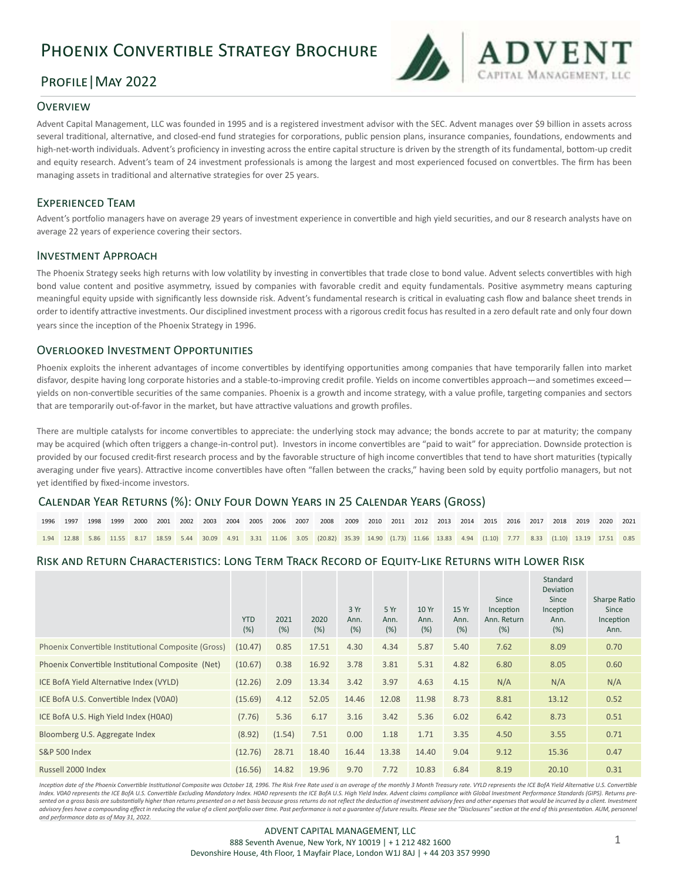# Phoenix Convertible Strategy Brochure

## Profile|May 2022

## Overview

Advent Capital Management, LLC was founded in 1995 and is a registered investment advisor with the SEC. Advent manages over $9 billion in assets across several traditional, alternative, and closed-end fund strategies for corporations, public pension plans, insurance companies, foundations, endowments and high-net-worth individuals. Advent's proficiency in investing across the entire capital structure is driven by the strength of its fundamental, bottom-up credit and equity research. Advent's team of 24 investment professionals is among the largest and most experienced focused on convertbles. The firm has been managing assets in traditional and alternative strategies for over 25 years.

## Experienced Team

Advent's portfolio managers have on average 29 years of investment experience in convertible and high yield securities, and our 8 research analysts have on average 22 years of experience covering their sectors.

## Investment Approach

The Phoenix Strategy seeks high returns with low volatility by investing in convertibles that trade close to bond value. Advent selects convertibles with high bond value content and positive asymmetry, issued by companies with favorable credit and equity fundamentals. Positive asymmetry means capturing meaningful equity upside with significantly less downside risk. Advent's fundamental research is critical in evaluating cash flow and balance sheet trends in order to identify attractive investments. Our disciplined investment process with a rigorous credit focus has resulted in a zero default rate and only four down years since the inception of the Phoenix Strategy in 1996.

## Overlooked Investment Opportunities

Phoenix exploits the inherent advantages of income convertibles by identifying opportunities among companies that have temporarily fallen into market disfavor, despite having long corporate histories and a stable-to-improving credit profile. Yields on income convertibles approach—and sometimes exceed—yields on non-convertible securities of the same companies. Phoenix is a growth and income strategy, with a value profile, targeting companies and sectors that are temporarily out-of-favor in the market, but have attractive valuations and growth profiles.

There are multiple catalysts for income convertibles to appreciate: the underlying stock may advance; the bonds accrete to par at maturity; the company may be acquired (which often triggers a change-in-control put). Investors in income convertibles are "paid to wait" for appreciation. Downside protection is provided by our focused credit-first research process and by the favorable structure of high income convertibles that tend to have short maturities (typically averaging under five years). Attractive income convertibles have often "fallen between the cracks," having been sold by equity portfolio managers, but not yet identified by fixed-income investors.

## Calendar Year Returns (%): Only Four Down Years in 25 Calendar Years (Gross)

| 1996 | 1997 | 1998 | 1999 | 2000 | 2001 | 2002 | 2003 | 2004 | 2005 | 2006 | 2007 | 2008 | 2009 | 2010 | 2011 | 2012 | 2013 | 2014 | 2015 | 2016 | 2017 | 2018 | 2019 | 2020 | 2021 |
|---|---|---|---|---|---|---|---|---|---|---|---|---|---|---|---|---|---|---|---|---|---|---|---|---|---|
| 1.94 | 12.88 | 5.86 | 11.55 | 8.17 | 18.59 | 5.44 | 30.09 | 4.91 | 3.31 | 11.06 | 3.05 | (20.82) | 35.39 | 14.90 | (1.73) | 11.66 | 13.83 | 4.94 | (1.10) | 7.77 | 8.33 | (1.10) | 13.19 | 17.51 | 0.85 |

## Risk and Return Characteristics: Long Term Track Record of Equity-Like Returns with Lower Risk

| | YTD (%) | 2021 (%) | 2020 (%) | 3 Yr Ann. (%) | 5 Yr Ann. (%) | 10 Yr Ann. (%) | 15 Yr Ann. (%) | Since Inception Ann. Return (%) | Standard Deviation Since Inception Ann. (%) | Sharpe Ratio Since Inception Ann. |
|---|---|---|---|---|---|---|---|---|---|---|
| Phoenix Convertible Institutional Composite (Gross) | (10.47) | 0.85 | 17.51 | 4.30 | 4.34 | 5.87 | 5.40 | 7.62 | 8.09 | 0.70 |
| Phoenix Convertible Institutional Composite (Net) | (10.67) | 0.38 | 16.92 | 3.78 | 3.81 | 5.31 | 4.82 | 6.80 | 8.05 | 0.60 |
| ICE BofA Yield Alternative Index (VYLD) | (12.26) | 2.09 | 13.34 | 3.42 | 3.97 | 4.63 | 4.15 | N/A | N/A | N/A |
| ICE BofA U.S. Convertible Index (V0A0) | (15.69) | 4.12 | 52.05 | 14.46 | 12.08 | 11.98 | 8.73 | 8.81 | 13.12 | 0.52 |
| ICE BofA U.S. High Yield Index (H0A0) | (7.76) | 5.36 | 6.17 | 3.16 | 3.42 | 5.36 | 6.02 | 6.42 | 8.73 | 0.51 |
| Bloomberg U.S. Aggregate Index | (8.92) | (1.54) | 7.51 | 0.00 | 1.18 | 1.71 | 3.35 | 4.50 | 3.55 | 0.71 |
| S&P 500 Index | (12.76) | 28.71 | 18.40 | 16.44 | 13.38 | 14.40 | 9.04 | 9.12 | 15.36 | 0.47 |
| Russell 2000 Index | (16.56) | 14.82 | 19.96 | 9.70 | 7.72 | 10.83 | 6.84 | 8.19 | 20.10 | 0.31 |

*Inception date of the Phoenix Convertible Institutional Composite was October 18, 1996. The Risk Free Rate used is an average of the monthly 3 Month Treasury rate. VYLD represents the ICE BofA Yield Alternative U.S. Convertible Index. V0A0 represents the ICE BofA U.S. Convertible Excluding Mandatory Index. H0A0 represents the ICE BofA U.S. High Yield Index. Advent claims compliance with Global Investment Performance Standards (GIPS). Returns presented on a gross basis are substantially higher than returns presented on a net basis because gross returns do not reflect the deduction of investment advisory fees and other expenses that would be incurred by a client. Investment advisory fees have a compounding effect in reducing the value of a client portfolio over time. Past performance is not a guarantee of future results. Please see the "Disclosures" section at the end of this presentation. AUM, personnel and performance data as of May 31, 2022.*

ADVENT CAPITAL MANAGEMENT, LLC
888 Seventh Avenue, New York, NY 10019 | + 1 212 482 1600
Devonshire House, 4th Floor, 1 Mayfair Place, London W1J 8AJ | + 44 203 357 9990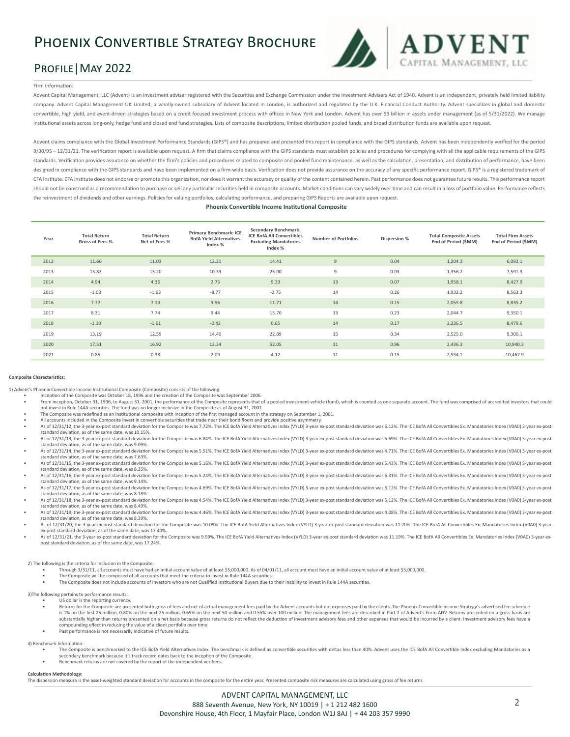# Phoenix Convertible Strategy Brochure

## Profile | May 2022

Firm Information:

Advent Capital Management, LLC (Advent) is an investment adviser registered with the Securities and Exchange Commission under the Investment Advisers Act of 1940. Advent is an independent, privately held limited liability company. Advent Capital Management UK Limited, a wholly-owned subsidiary of Advent located in London, is authorized and regulated by the U.K. Financial Conduct Authority. Advent specializes in global and domestic convertible, high yield, and event-driven strategies based on a credit focused investment process with offices in New York and London. Advent has over $9 billion in assets under management (as of 5/31/2022). We manage institutional assets across long-only, hedge fund and closed end fund strategies. Lists of composite descriptions, limited distribution pooled funds, and broad distribution funds are available upon request.

Advent claims compliance with the Global Investment Performance Standards (GIPS®) and has prepared and presented this report in compliance with the GIPS standards. Advent has been independently verified for the period 9/30/95 – 12/31/21. The verification report is available upon request. A firm that claims compliance with the GIPS standards must establish policies and procedures for complying with all the applicable requirements of the GIPS standards. Verification provides assurance on whether the firm's policies and procedures related to composite and pooled fund maintenance, as well as the calculation, presentation, and distribution of performance, have been designed in compliance with the GIPS standards and have been implemented on a firm-wide basis. Verification does not provide assurance on the accuracy of any specific performance report. GIPS® is a registered trademark of CFA Institute. CFA Institute does not endorse or promote this organization, nor does it warrant the accuracy or quality of the content contained herein. Past performance does not guarantee future results. This performance report should not be construed as a recommendation to purchase or sell any particular securities held in composite accounts. Market conditions can vary widely over time and can result in a loss of portfolio value. Performance reflects the reinvestment of dividends and other earnings. Policies for valuing portfolios, calculating performance, and preparing GIPS Reports are available upon request.

**Phoenix Convertible Income Institutional Composite**

| Year | Total Return Gross of Fees % | Total Return Net of Fees % | Primary Benchmark: ICE BofA Yield Alternatives Index % | Secondary Benchmark: ICE BofA All Convertibles Excluding Mandatories Index % | Number of Portfolios | Dispersion % | Total Composite Assets End of Period ($MM) | Total Firm Assets End of Period ($MM) |
|---|---|---|---|---|---|---|---|---|
| 2012 | 11.66 | 11.03 | 12.21 | 14.41 | 9 | 0.04 | 1,204.2 | 6,092.1 |
| 2013 | 13.83 | 13.20 | 10.33 | 25.00 | 9 | 0.03 | 1,356.2 | 7,591.3 |
| 2014 | 4.94 | 4.36 | 2.75 | 9.33 | 13 | 0.07 | 1,958.1 | 8,427.9 |
| 2015 | -1.08 | -1.63 | -8.77 | -2.75 | 14 | 0.26 | 1,932.2 | 8,563.3 |
| 2016 | 7.77 | 7.19 | 9.96 | 11.71 | 14 | 0.15 | 2,055.8 | 8,835.2 |
| 2017 | 8.31 | 7.74 | 9.44 | 15.70 | 13 | 0.23 | 2,044.7 | 9,350.1 |
| 2018 | -1.10 | -1.61 | -0.42 | 0.65 | 14 | 0.17 | 2,236.5 | 8,479.6 |
| 2019 | 13.19 | 12.59 | 14.40 | 22.89 | 15 | 0.34 | 2,525.0 | 9,300.1 |
| 2020 | 17.51 | 16.92 | 13.34 | 52.05 | 11 | 0.96 | 2,436.3 | 10,940.3 |
| 2021 | 0.85 | 0.38 | 2.09 | 4.12 | 11 | 0.15 | 2,534.1 | 10,467.9 |

**Composite Characteristics:**

1) Advent's Phoenix Convertible Income Institutional Composite (Composite) consists of the following:

- Inception of the Composite was October 18, 1996 and the creation of the Composite was September 2006.
- From inception, October 31, 1996, to August 31, 2001, the performance of the Composite represents that of a pooled investment vehicle (fund), which is counted as one separate account. The fund was comprised of accredited investors that could not invest in Rule 144A securities. The fund was no longer inclusive in the Composite as of August 31, 2001.
- The Composite was redefined as an Institutional composite with inception of the first managed account in the strategy on September 1, 2001.
- All accounts included in the Composite invest in convertible securities that trade near their bond floors and provide positive asymmetry.
- As of 12/31/12, the 3-year ex-post standard deviation for the Composite was 7.72%. The ICE BofA Yield Alternatives Index (VYLD) 3-year ex-post standard deviation was 6.12%. The ICE BofA All Convertibles Ex. Mandatories Index (V0A0) 3-year ex-post standard deviation, as of the same date, was 10.15%.
- As of 12/31/13, the 3-year ex-post standard deviation for the Composite was 6.84%. The ICE BofA Yield Alternatives Index (VYLD) 3-year ex-post standard deviation was 5.69%. The ICE BofA All Convertibles Ex. Mandatories Index (V0A0) 3-year ex-post standard deviation, as of the same date, was 9.09%.
- As of 12/31/14, the 3-year ex-post standard deviation for the Composite was 5.51%. The ICE BofA Yield Alternatives Index (VYLD) 3-year ex-post standard deviation was 4.71%. The ICE BofA All Convertibles Ex. Mandatories Index (V0A0) 3-year ex-post standard deviation, as of the same date, was 7.63%.
- As of 12/31/15, the 3-year ex-post standard deviation for the Composite was 5.16%. The ICE BofA Yield Alternatives Index (VYLD) 3-year ex-post standard deviation was 5.43%. The ICE BofA All Convertibles Ex. Mandatories Index (V0A0) 3-year ex-post standard deviation, as of the same date, was 8.35%.
- As of 12/31/16, the 3-year ex-post standard deviation for the Composite was 5.24%. The ICE BofA Yield Alternatives Index (VYLD) 3-year ex-post standard deviation was 6.31%. The ICE BofA All Convertibles Ex. Mandatories Index (V0A0) 3-year ex-post standard deviation, as of the same date, was 9.14%.
- As of 12/31/17, the 3-year ex-post standard deviation for the Composite was 4.69%. The ICE BofA Yield Alternatives Index (VYLD) 3-year ex-post standard deviation was 6.12%. The ICE BofA All Convertibles Ex. Mandatories Index (V0A0) 3-year ex-post standard deviation, as of the same date, was 8.18%.
- As of 12/31/18, the 3-year ex-post standard deviation for the Composite was 4.54%. The ICE BofA Yield Alternatives Index (VYLD) 3-year ex-post standard deviation was 5.12%. The ICE BofA All Convertibles Ex. Mandatories Index (V0A0) 3-year ex-post standard deviation, as of the same date, was 8.49%.
- As of 12/31/19, the 3-year ex-post standard deviation for the Composite was 4.46%. The ICE BofA Yield Alternatives Index (VYLD) 3-year ex-post standard deviation was 4.08%. The ICE BofA All Convertibles Ex. Mandatories Index (V0A0) 3-year ex-post standard deviation, as of the same date, was 8.39%.
- As of 12/31/20, the 3-year ex-post standard deviation for the Composite was 10.09%. The ICE BofA Yield Alternatives Index (VYLD) 3-year ex-post standard deviation was 11.20%. The ICE BofA All Convertibles Ex. Mandatories Index (V0A0) 3-year ex-post standard deviation, as of the same date, was 17.40%.
- As of 12/31/21, the 3-year ex-post standard deviation for the Composite was 9.99%. The ICE BofA Yield Alternatives Index (VYLD) 3-year ex-post standard deviation was 11.19%. The ICE BofA All Convertibles Ex. Mandatories Index (V0A0) 3-year ex-post standard deviation, as of the same date, was 17.24%.

2) The following is the criteria for inclusion in the Composite:

- Through 3/31/11, all accounts must have had an initial account value of at least $5,000,000. As of 04/01/11, all account must have an initial account value of at least $3,000,000.
- The Composite will be composed of all accounts that meet the criteria to invest in Rule 144A securities.
- The Composite does not include accounts of investors who are not Qualified Institutional Buyers due to their inability to invest in Rule 144A securities.

3)The following pertains to performance results:

- US dollar is the reporting currency.
- Returns for the Composite are presented both gross of fees and net of actual management fees paid by the Advent accounts but not expenses paid by the clients. The Phoenix Convertible Income Strategy's advertised fee schedule is 1% on the first 25 million, 0.80% on the next 25 million, 0.65% on the next 50 million and 0.55% over 100 million. The management fees are described in Part 2 of Advent's Form ADV. Returns presented on a gross basis are substantially higher than returns presented on a net basis because gross returns do not reflect the deduction of investment advisory fees and other expenses that would be incurred by a client. Investment advisory fees have a compounding effect in reducing the value of a client portfolio over time.
- Past performance is not necessarily indicative of future results.

4) Benchmark Information:

- The Composite is benchmarked to the ICE BofA Yield Alternatives Index. The benchmark is defined as convertible securities with deltas less than 40%. Advent uses the ICE BofA All Convertible Index excluding Mandatories as a secondary benchmark because it's track record dates back to the inception of the Composite.
- Benchmark returns are not covered by the report of the independent verifiers.

**Calculation Methodology:**

The dispersion measure is the asset-weighted standard deviation for accounts in the composite for the entire year. Presented composite risk measures are calculated using gross of fee returns

ADVENT CAPITAL MANAGEMENT, LLC
888 Seventh Avenue, New York, NY 10019 | + 1 212 482 1600
Devonshire House, 4th Floor, 1 Mayfair Place, London W1J 8AJ | + 44 203 357 9990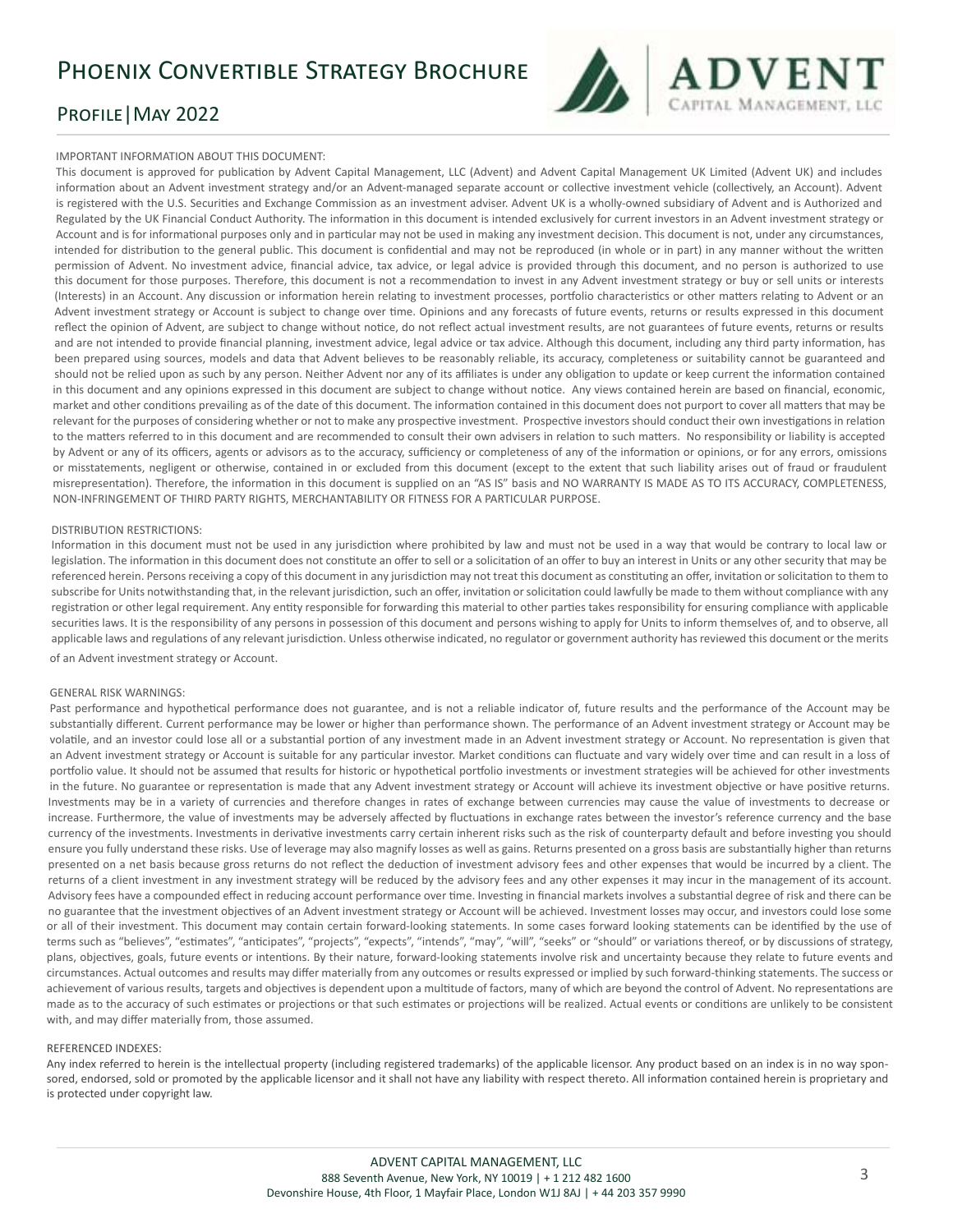IMPORTANT INFORMATION ABOUT THIS DOCUMENT:

This document is approved for publication by Advent Capital Management, LLC (Advent) and Advent Capital Management UK Limited (Advent UK) and includes information about an Advent investment strategy and/or an Advent-managed separate account or collective investment vehicle (collectively, an Account). Advent is registered with the U.S. Securities and Exchange Commission as an investment adviser. Advent UK is a wholly-owned subsidiary of Advent and is Authorized and Regulated by the UK Financial Conduct Authority. The information in this document is intended exclusively for current investors in an Advent investment strategy or Account and is for informational purposes only and in particular may not be used in making any investment decision. This document is not, under any circumstances, intended for distribution to the general public. This document is confidential and may not be reproduced (in whole or in part) in any manner without the written permission of Advent. No investment advice, financial advice, tax advice, or legal advice is provided through this document, and no person is authorized to use this document for those purposes. Therefore, this document is not a recommendation to invest in any Advent investment strategy or buy or sell units or interests (Interests) in an Account. Any discussion or information herein relating to investment processes, portfolio characteristics or other matters relating to Advent or an Advent investment strategy or Account is subject to change over time. Opinions and any forecasts of future events, returns or results expressed in this document reflect the opinion of Advent, are subject to change without notice, do not reflect actual investment results, are not guarantees of future events, returns or results and are not intended to provide financial planning, investment advice, legal advice or tax advice. Although this document, including any third party information, has been prepared using sources, models and data that Advent believes to be reasonably reliable, its accuracy, completeness or suitability cannot be guaranteed and should not be relied upon as such by any person. Neither Advent nor any of its affiliates is under any obligation to update or keep current the information contained in this document and any opinions expressed in this document are subject to change without notice. Any views contained herein are based on financial, economic, market and other conditions prevailing as of the date of this document. The information contained in this document does not purport to cover all matters that may be relevant for the purposes of considering whether or not to make any prospective investment. Prospective investors should conduct their own investigations in relation to the matters referred to in this document and are recommended to consult their own advisers in relation to such matters. No responsibility or liability is accepted by Advent or any of its officers, agents or advisors as to the accuracy, sufficiency or completeness of any of the information or opinions, or for any errors, omissions or misstatements, negligent or otherwise, contained in or excluded from this document (except to the extent that such liability arises out of fraud or fraudulent misrepresentation). Therefore, the information in this document is supplied on an "AS IS" basis and NO WARRANTY IS MADE AS TO ITS ACCURACY, COMPLETENESS, NON-INFRINGEMENT OF THIRD PARTY RIGHTS, MERCHANTABILITY OR FITNESS FOR A PARTICULAR PURPOSE.

DISTRIBUTION RESTRICTIONS:

Information in this document must not be used in any jurisdiction where prohibited by law and must not be used in a way that would be contrary to local law or legislation. The information in this document does not constitute an offer to sell or a solicitation of an offer to buy an interest in Units or any other security that may be referenced herein. Persons receiving a copy of this document in any jurisdiction may not treat this document as constituting an offer, invitation or solicitation to them to subscribe for Units notwithstanding that, in the relevant jurisdiction, such an offer, invitation or solicitation could lawfully be made to them without compliance with any registration or other legal requirement. Any entity responsible for forwarding this material to other parties takes responsibility for ensuring compliance with applicable securities laws. It is the responsibility of any persons in possession of this document and persons wishing to apply for Units to inform themselves of, and to observe, all applicable laws and regulations of any relevant jurisdiction. Unless otherwise indicated, no regulator or government authority has reviewed this document or the merits of an Advent investment strategy or Account.

GENERAL RISK WARNINGS:

Past performance and hypothetical performance does not guarantee, and is not a reliable indicator of, future results and the performance of the Account may be substantially different. Current performance may be lower or higher than performance shown. The performance of an Advent investment strategy or Account may be volatile, and an investor could lose all or a substantial portion of any investment made in an Advent investment strategy or Account. No representation is given that an Advent investment strategy or Account is suitable for any particular investor. Market conditions can fluctuate and vary widely over time and can result in a loss of portfolio value. It should not be assumed that results for historic or hypothetical portfolio investments or investment strategies will be achieved for other investments in the future. No guarantee or representation is made that any Advent investment strategy or Account will achieve its investment objective or have positive returns. Investments may be in a variety of currencies and therefore changes in rates of exchange between currencies may cause the value of investments to decrease or increase. Furthermore, the value of investments may be adversely affected by fluctuations in exchange rates between the investor's reference currency and the base currency of the investments. Investments in derivative investments carry certain inherent risks such as the risk of counterparty default and before investing you should ensure you fully understand these risks. Use of leverage may also magnify losses as well as gains. Returns presented on a gross basis are substantially higher than returns presented on a net basis because gross returns do not reflect the deduction of investment advisory fees and other expenses that would be incurred by a client. The returns of a client investment in any investment strategy will be reduced by the advisory fees and any other expenses it may incur in the management of its account. Advisory fees have a compounded effect in reducing account performance over time. Investing in financial markets involves a substantial degree of risk and there can be no guarantee that the investment objectives of an Advent investment strategy or Account will be achieved. Investment losses may occur, and investors could lose some or all of their investment. This document may contain certain forward-looking statements. In some cases forward looking statements can be identified by the use of terms such as "believes", "estimates", "anticipates", "projects", "expects", "intends", "may", "will", "seeks" or "should" or variations thereof, or by discussions of strategy, plans, objectives, goals, future events or intentions. By their nature, forward-looking statements involve risk and uncertainty because they relate to future events and circumstances. Actual outcomes and results may differ materially from any outcomes or results expressed or implied by such forward-thinking statements. The success or achievement of various results, targets and objectives is dependent upon a multitude of factors, many of which are beyond the control of Advent. No representations are made as to the accuracy of such estimates or projections or that such estimates or projections will be realized. Actual events or conditions are unlikely to be consistent with, and may differ materially from, those assumed.

REFERENCED INDEXES:

Any index referred to herein is the intellectual property (including registered trademarks) of the applicable licensor. Any product based on an index is in no way sponsored, endorsed, sold or promoted by the applicable licensor and it shall not have any liability with respect thereto. All information contained herein is proprietary and is protected under copyright law.